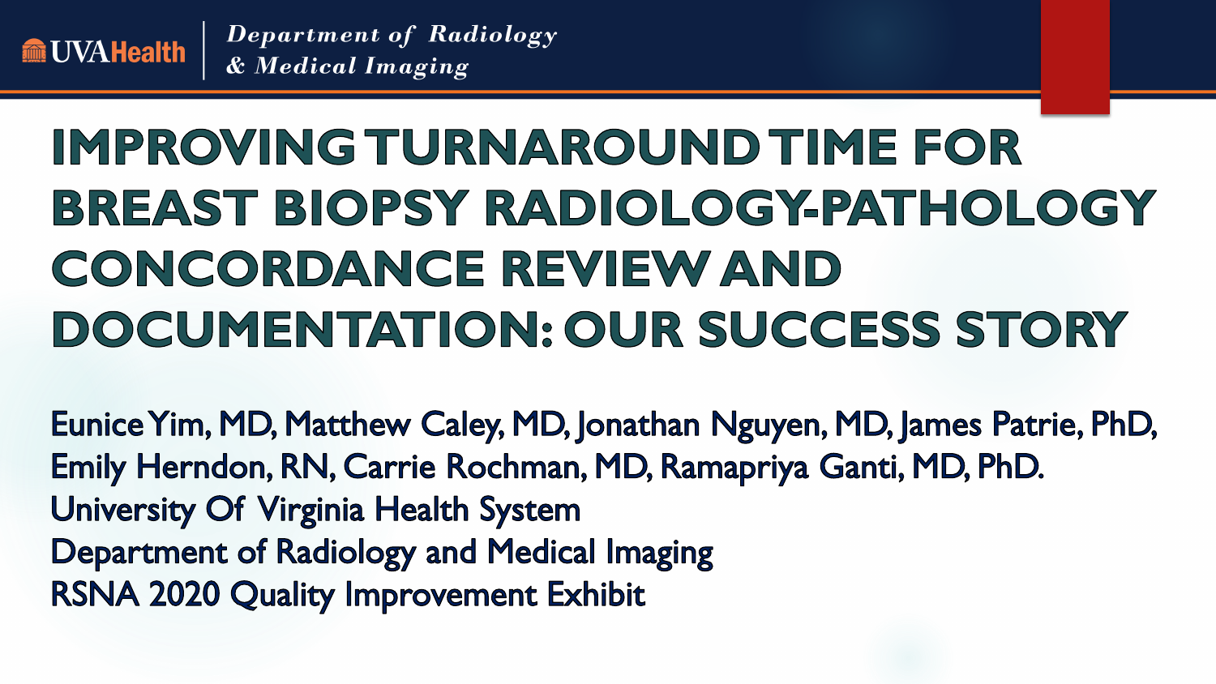UVAHealth | *Department of Radiology & Medical Imaging*

# IMPROVING TURNAROUND TIME FOR BREAST BIOPSY RADIOLOGY-PATHOLOGY CONCORDANCE REVIEW AND DOCUMENTATION: OUR SUCCESS STORY

Eunice Yim, MD, Matthew Caley, MD, Jonathan Nguyen, MD, James Patrie, PhD, Emily Herndon, RN, Carrie Rochman, MD, Ramapriya Ganti, MD, PhD.
University Of Virginia Health System
Department of Radiology and Medical Imaging
RSNA 2020 Quality Improvement Exhibit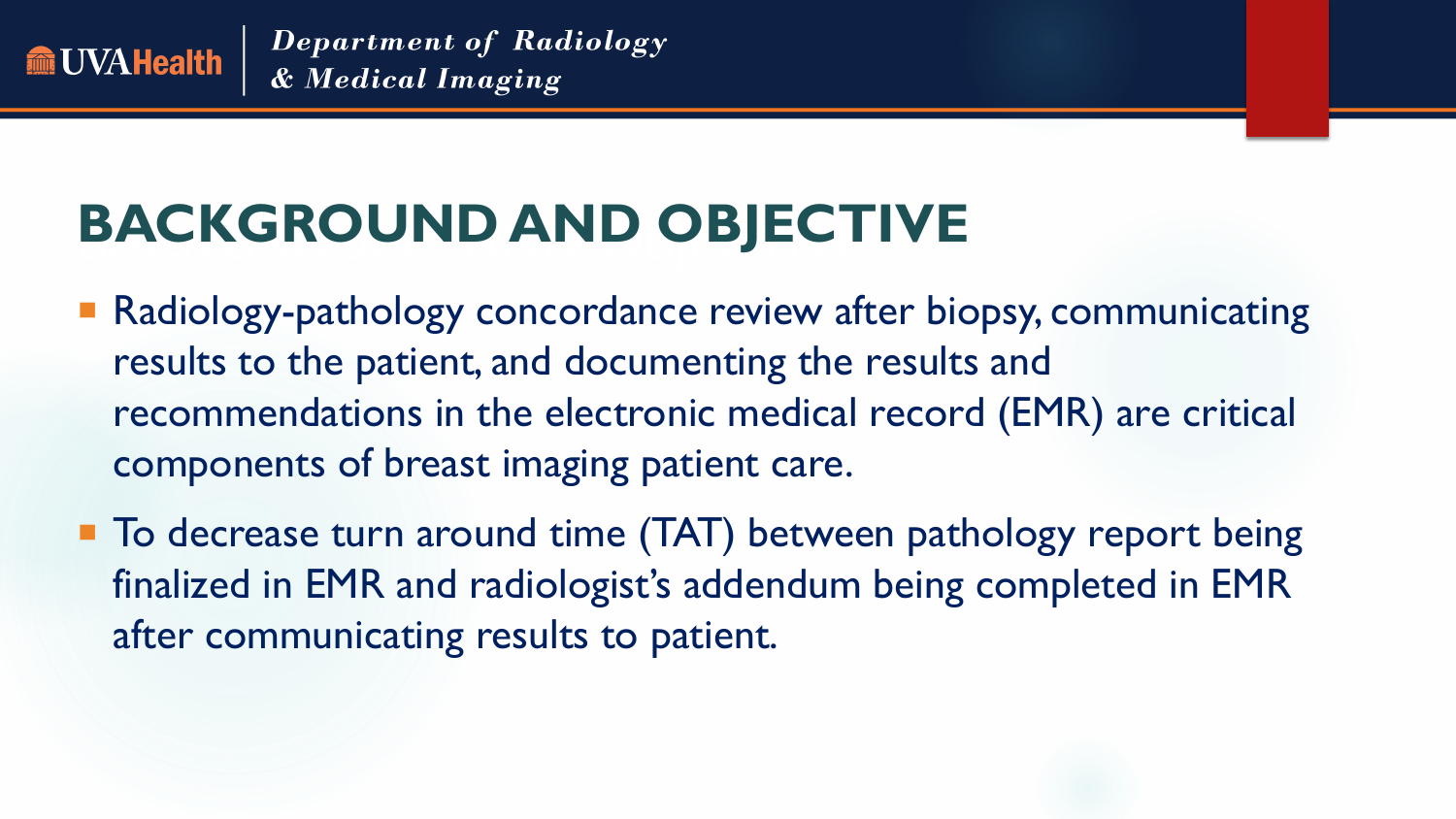# BACKGROUND AND OBJECTIVE

- Radiology-pathology concordance review after biopsy, communicating results to the patient, and documenting the results and recommendations in the electronic medical record (EMR) are critical components of breast imaging patient care.
- To decrease turn around time (TAT) between pathology report being finalized in EMR and radiologist's addendum being completed in EMR after communicating results to patient.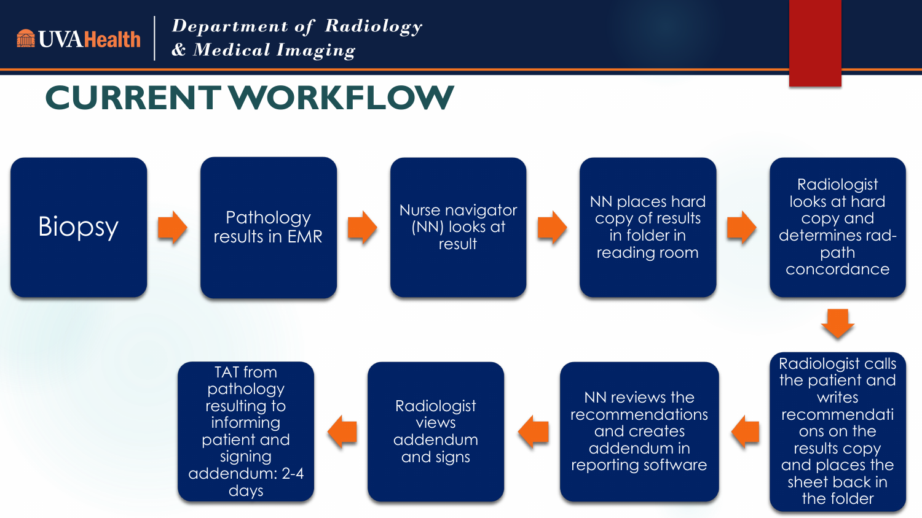# CURRENT WORKFLOW

1. Biopsy
2. Pathology results in EMR
3. Nurse navigator (NN) looks at result
4. NN places hard copy of results in folder in reading room
5. Radiologist looks at hard copy and determines rad-path concordance
6. Radiologist calls the patient and writes recommendations on the results copy and places the sheet back in the folder
7. NN reviews the recommendations and creates addendum in reporting software
8. Radiologist views addendum and signs
9. TAT from pathology resulting to informing patient and signing addendum: 2-4 days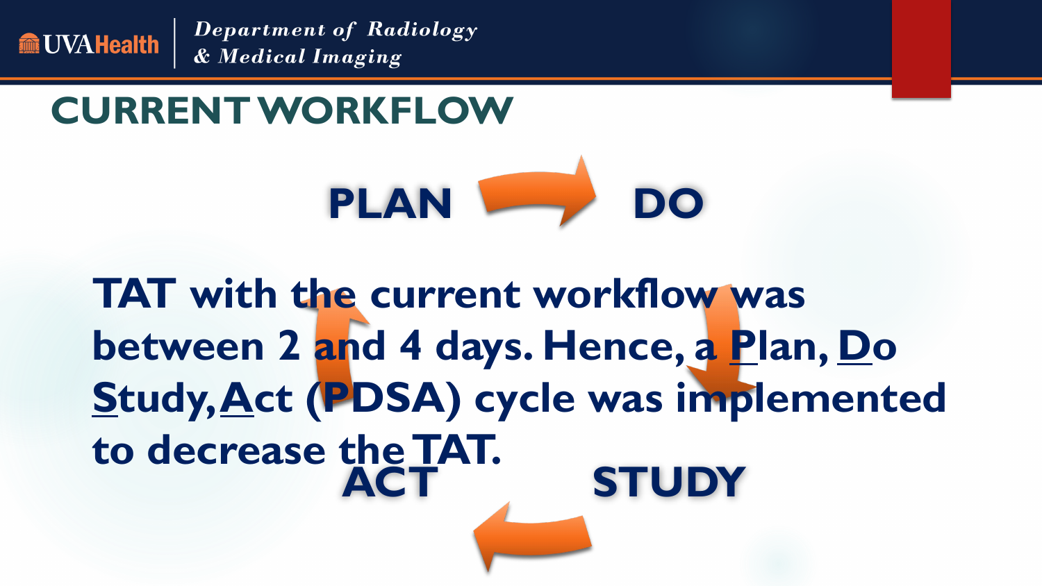# CURRENT WORKFLOW

**PLAN** → **DO** → **STUDY** → **ACT**

**TAT with the current workflow was between 2 and 4 days. Hence, a Plan, Do Study, Act (PDSA) cycle was implemented to decrease the TAT.**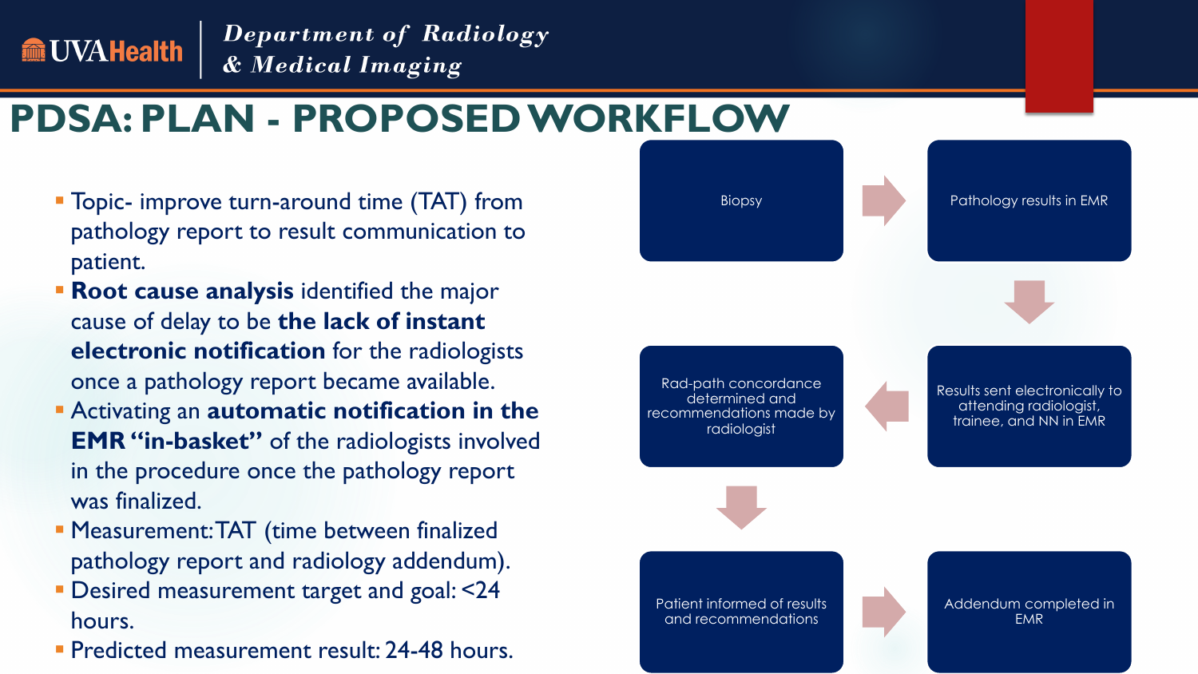# PDSA: PLAN - PROPOSED WORKFLOW

- Topic- improve turn-around time (TAT) from pathology report to result communication to patient.
- **Root cause analysis** identified the major cause of delay to be **the lack of instant electronic notification** for the radiologists once a pathology report became available.
- Activating an **automatic notification in the EMR "in-basket"** of the radiologists involved in the procedure once the pathology report was finalized.
- Measurement: TAT (time between finalized pathology report and radiology addendum).
- Desired measurement target and goal: <24 hours.
- Predicted measurement result: 24-48 hours.

Biopsy → Pathology results in EMR → Results sent electronically to attending radiologist, trainee, and NN in EMR → Rad-path concordance determined and recommendations made by radiologist → Patient informed of results and recommendations → Addendum completed in EMR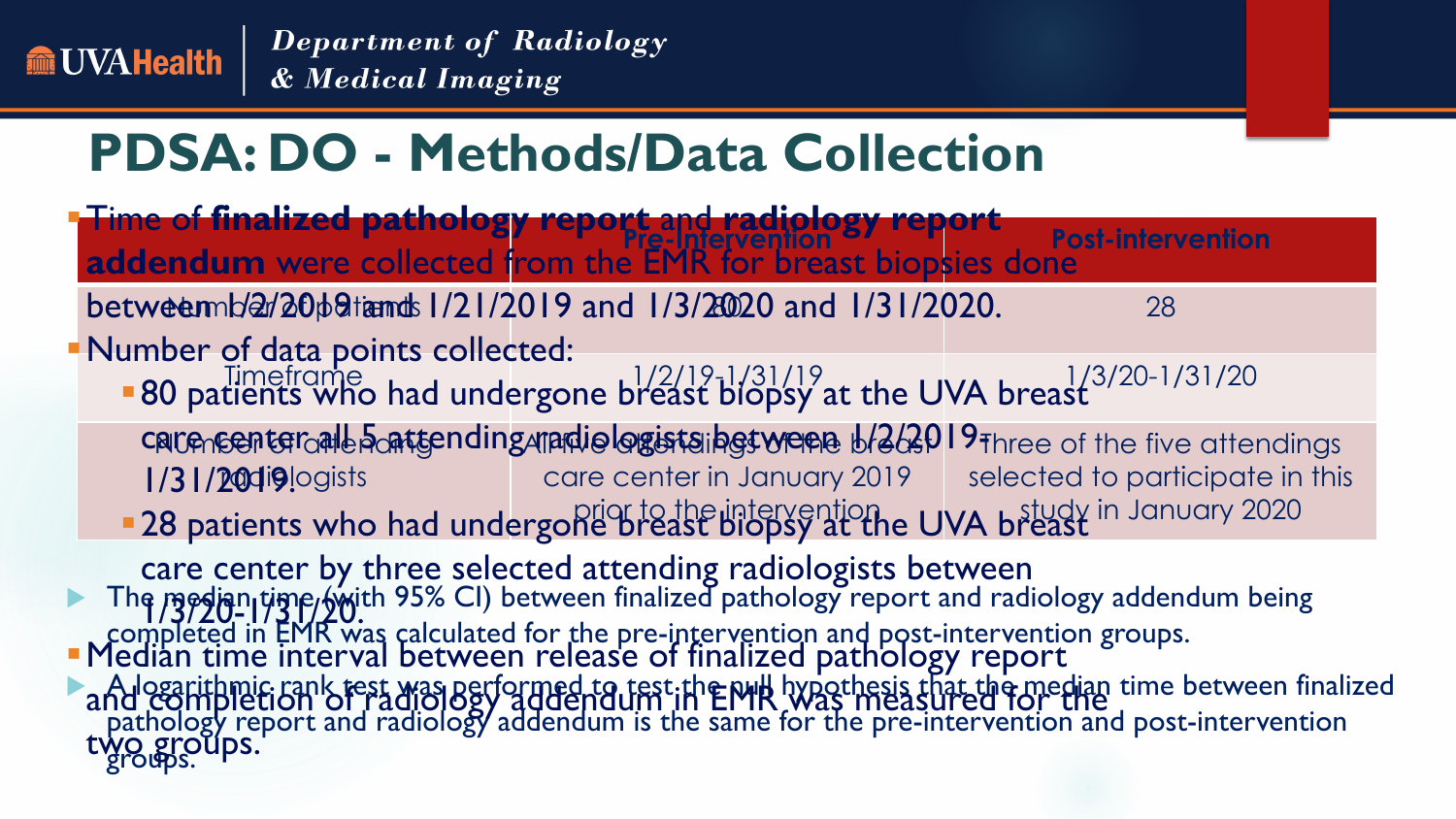## PDSA: DO - Methods/Data Collection

- Time of **finalized pathology report** and **radiology report addendum** were collected from the EMR for breast biopsies done between 1/2/2019 and 1/21/2019 and 1/3/2020 and 1/31/2020.
- Number of data points collected:
  - 80 patients who had undergone breast biopsy at the UVA breast care center all 5 attending radiologists between 1/2/2019-1/31/2019.
  - 28 patients who had undergone breast biopsy at the UVA breast care center by three selected attending radiologists between 1/3/20-1/31/20.
- Median time interval between release of finalized pathology report and completion of radiology addendum in EMR was measured for the two groups.

| | Pre-Intervention | Post-intervention |
|---|---|---|
| Number of patients | 80 | 28 |
| Timeframe | 1/2/19-1/31/19 | 1/3/20-1/31/20 |
| Number of attending radiologists | All five attendings of the breast care center in January 2019 prior to the intervention | Three of the five attendings selected to participate in this study in January 2020 |

- The median time (with 95% CI) between finalized pathology report and radiology addendum being completed in EMR was calculated for the pre-intervention and post-intervention groups.
- A logarithmic rank test was performed to test the null hypothesis that the median time between finalized pathology report and radiology addendum is the same for the pre-intervention and post-intervention groups.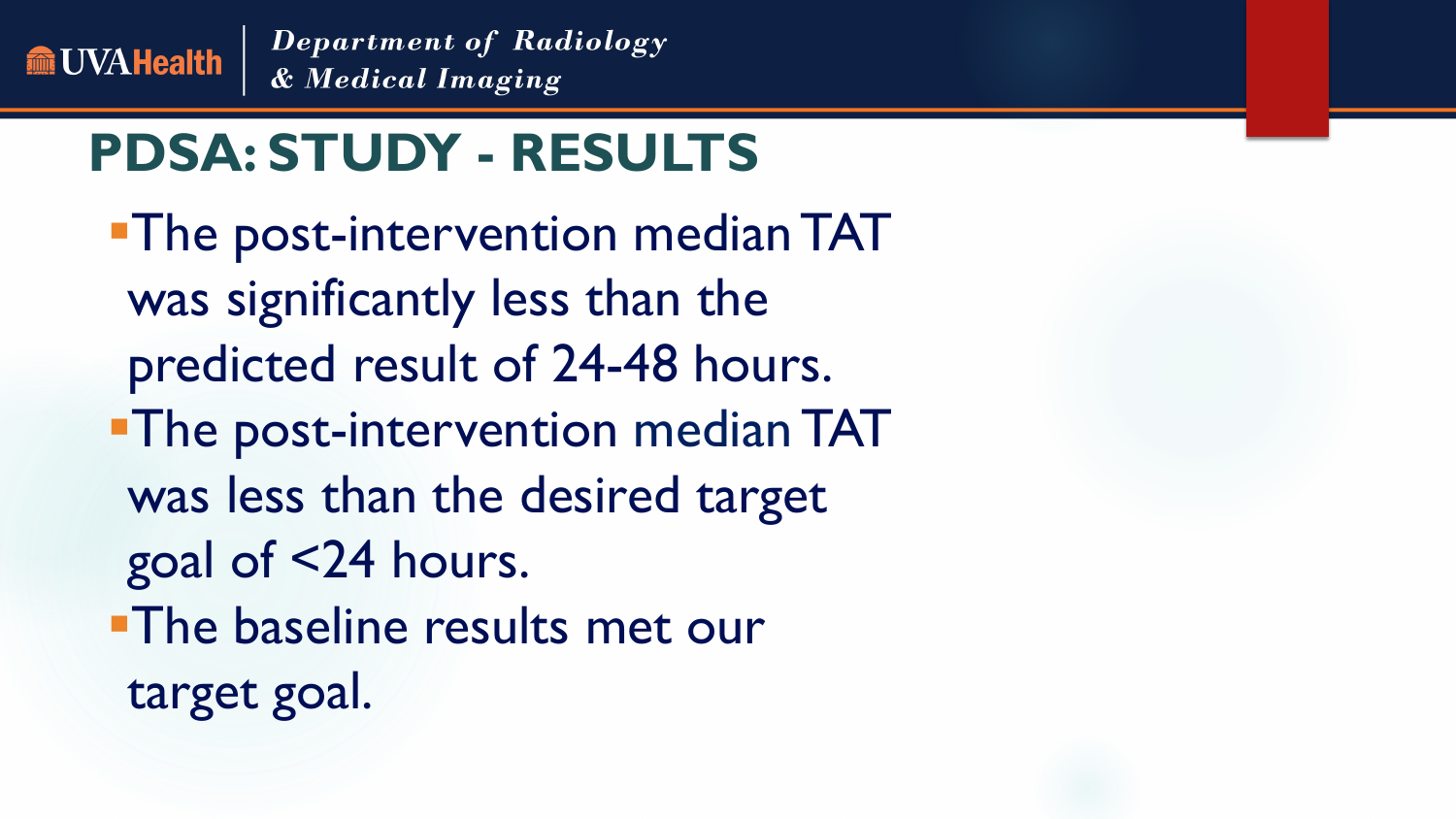## PDSA: STUDY - RESULTS

- The post-intervention median TAT was significantly less than the predicted result of 24-48 hours.
- The post-intervention median TAT was less than the desired target goal of <24 hours.
- The baseline results met our target goal.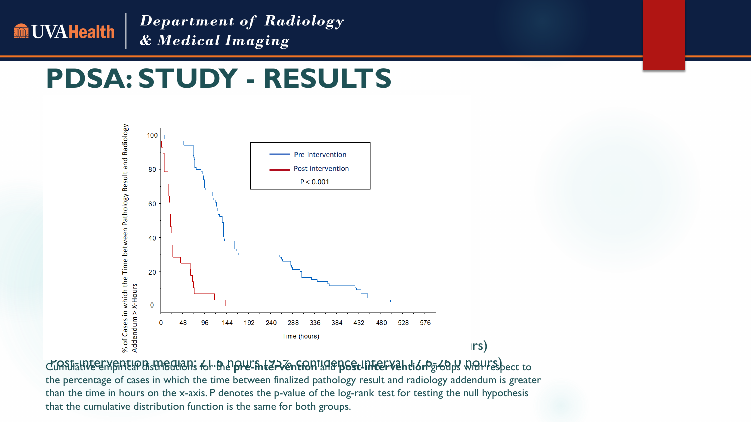# PDSA: STUDY - RESULTS

rs)

Post-intervention median: 21.6 hours (95% confidence interval 17.6-26.0 hours)

Cumulative empirical distributions for the **pre-intervention** and **post-intervention** groups with respect to the percentage of cases in which the time between finalized pathology result and radiology addendum is greater than the time in hours on the x-axis. P denotes the p-value of the log-rank test for testing the null hypothesis that the cumulative distribution function is the same for both groups.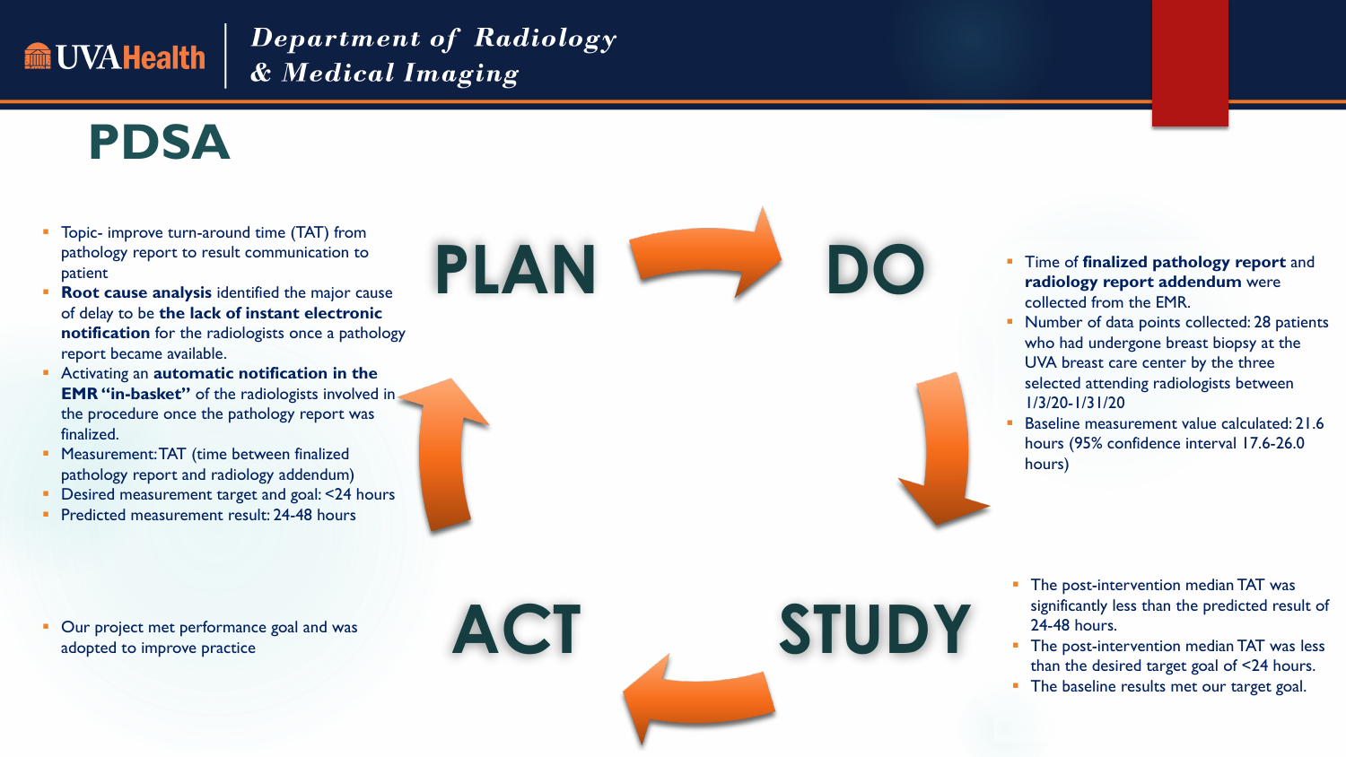# PDSA

## PLAN

- Topic- improve turn-around time (TAT) from pathology report to result communication to patient
- **Root cause analysis** identified the major cause of delay to be **the lack of instant electronic notification** for the radiologists once a pathology report became available.
- Activating an **automatic notification in the EMR "in-basket"** of the radiologists involved in the procedure once the pathology report was finalized.
- Measurement: TAT (time between finalized pathology report and radiology addendum)
- Desired measurement target and goal: <24 hours
- Predicted measurement result: 24-48 hours

## DO

- Time of **finalized pathology report** and **radiology report addendum** were collected from the EMR.
- Number of data points collected: 28 patients who had undergone breast biopsy at the UVA breast care center by the three selected attending radiologists between 1/3/20-1/31/20
- Baseline measurement value calculated: 21.6 hours (95% confidence interval 17.6-26.0 hours)

## STUDY

- The post-intervention median TAT was significantly less than the predicted result of 24-48 hours.
- The post-intervention median TAT was less than the desired target goal of <24 hours.
- The baseline results met our target goal.

## ACT

- Our project met performance goal and was adopted to improve practice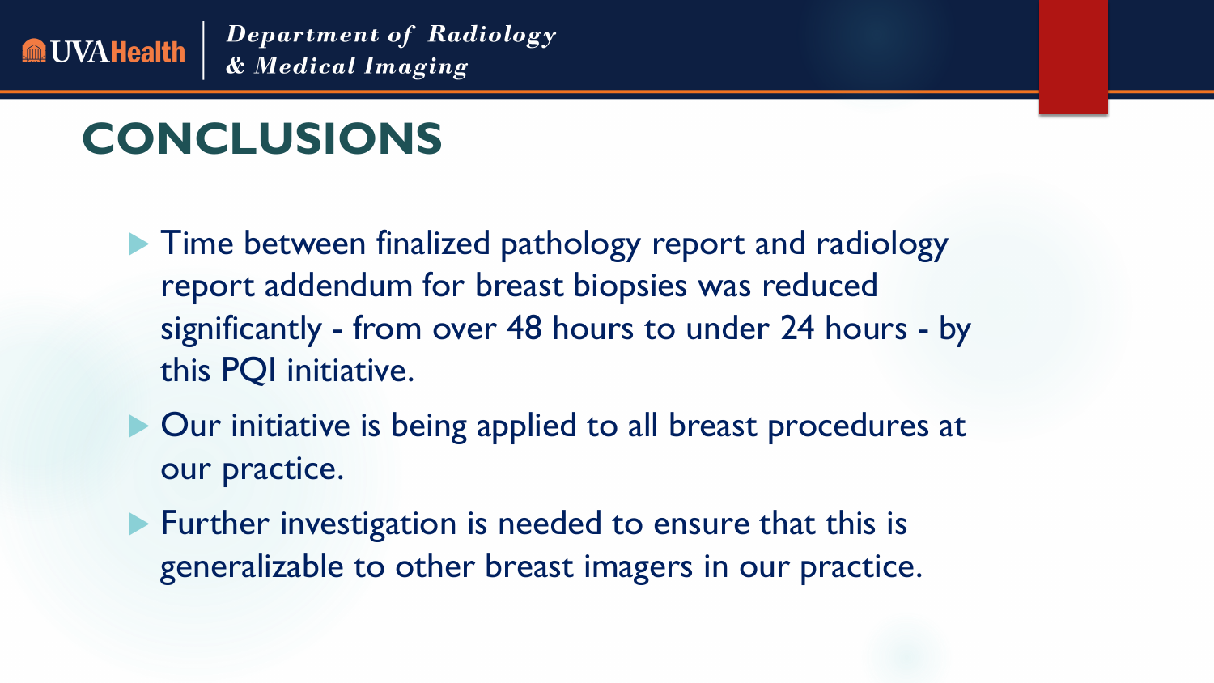# CONCLUSIONS

- Time between finalized pathology report and radiology report addendum for breast biopsies was reduced significantly - from over 48 hours to under 24 hours - by this PQI initiative.
- Our initiative is being applied to all breast procedures at our practice.
- Further investigation is needed to ensure that this is generalizable to other breast imagers in our practice.